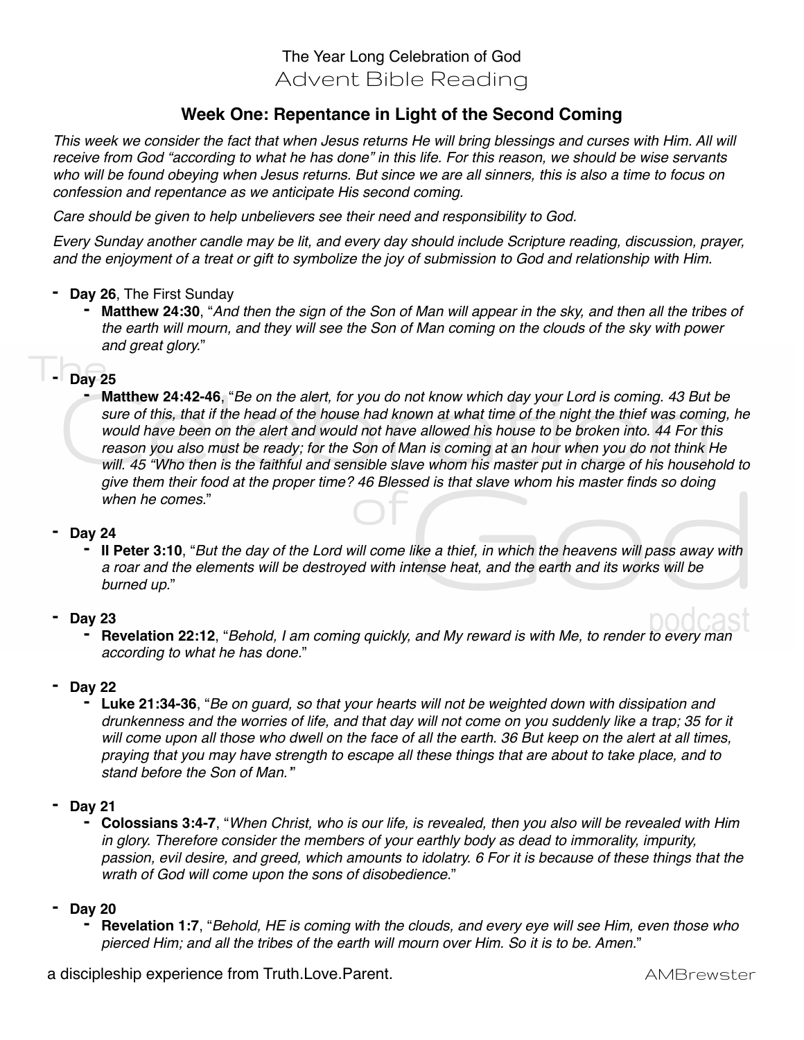The Year Long Celebration of God

# Advent Bible Reading

## Week One: Repentance in Light of the Second Coming

*This week we consider the fact that when Jesus returns He will bring blessings and curses with Him. All will receive from God "according to what he has done" in this life. For this reason, we should be wise servants who will be found obeying when Jesus returns. But since we are all sinners, this is also a time to focus on confession and repentance as we anticipate His second coming.*

*Care should be given to help unbelievers see their need and responsibility to God.*

*Every Sunday another candle may be lit, and every day should include Scripture reading, discussion, prayer, and the enjoyment of a treat or gift to symbolize the joy of submission to God and relationship with Him.*

- **Day 26**, The First Sunday
  - **Matthew 24:30**, "*And then the sign of the Son of Man will appear in the sky, and then all the tribes of the earth will mourn, and they will see the Son of Man coming on the clouds of the sky with power and great glory.*"
- **Day 25**
  - **Matthew 24:42-46**, "*Be on the alert, for you do not know which day your Lord is coming. 43 But be sure of this, that if the head of the house had known at what time of the night the thief was coming, he would have been on the alert and would not have allowed his house to be broken into. 44 For this reason you also must be ready; for the Son of Man is coming at an hour when you do not think He will. 45 "Who then is the faithful and sensible slave whom his master put in charge of his household to give them their food at the proper time? 46 Blessed is that slave whom his master finds so doing when he comes.*"
- **Day 24**
  - **II Peter 3:10**, "*But the day of the Lord will come like a thief, in which the heavens will pass away with a roar and the elements will be destroyed with intense heat, and the earth and its works will be burned up.*"
- **Day 23**
  - **Revelation 22:12**, "*Behold, I am coming quickly, and My reward is with Me, to render to every man according to what he has done.*"
- **Day 22**
  - **Luke 21:34-36**, "*Be on guard, so that your hearts will not be weighted down with dissipation and drunkenness and the worries of life, and that day will not come on you suddenly like a trap; 35 for it will come upon all those who dwell on the face of all the earth. 36 But keep on the alert at all times, praying that you may have strength to escape all these things that are about to take place, and to stand before the Son of Man.*"
- **Day 21**
  - **Colossians 3:4-7**, "*When Christ, who is our life, is revealed, then you also will be revealed with Him in glory. Therefore consider the members of your earthly body as dead to immorality, impurity, passion, evil desire, and greed, which amounts to idolatry. 6 For it is because of these things that the wrath of God will come upon the sons of disobedience.*"
- **Day 20**
  - **Revelation 1:7**, "*Behold, HE is coming with the clouds, and every eye will see Him, even those who pierced Him; and all the tribes of the earth will mourn over Him. So it is to be. Amen.*"

a discipleship experience from Truth.Love.Parent. AMBrewster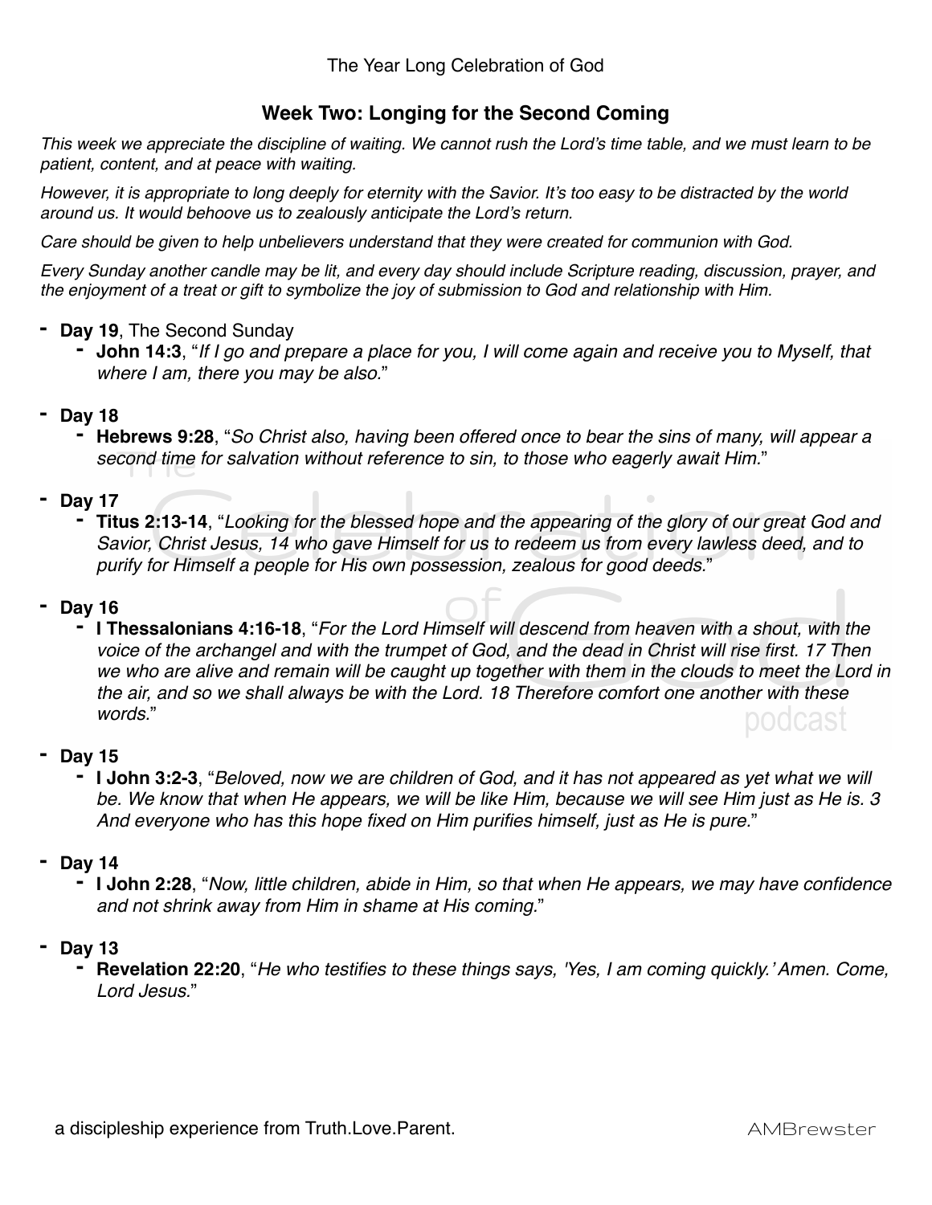The Year Long Celebration of God

## Week Two: Longing for the Second Coming

*This week we appreciate the discipline of waiting. We cannot rush the Lord's time table, and we must learn to be patient, content, and at peace with waiting.*

*However, it is appropriate to long deeply for eternity with the Savior. It's too easy to be distracted by the world around us. It would behoove us to zealously anticipate the Lord's return.*

*Care should be given to help unbelievers understand that they were created for communion with God.*

*Every Sunday another candle may be lit, and every day should include Scripture reading, discussion, prayer, and the enjoyment of a treat or gift to symbolize the joy of submission to God and relationship with Him.*

- **Day 19**, The Second Sunday
  - **John 14:3**, "*If I go and prepare a place for you, I will come again and receive you to Myself, that where I am, there you may be also.*"
- **Day 18**
  - **Hebrews 9:28**, "*So Christ also, having been offered once to bear the sins of many, will appear a second time for salvation without reference to sin, to those who eagerly await Him.*"
- **Day 17**
  - **Titus 2:13-14**, "*Looking for the blessed hope and the appearing of the glory of our great God and Savior, Christ Jesus, 14 who gave Himself for us to redeem us from every lawless deed, and to purify for Himself a people for His own possession, zealous for good deeds.*"
- **Day 16**
  - **I Thessalonians 4:16-18**, "*For the Lord Himself will descend from heaven with a shout, with the voice of the archangel and with the trumpet of God, and the dead in Christ will rise first. 17 Then we who are alive and remain will be caught up together with them in the clouds to meet the Lord in the air, and so we shall always be with the Lord. 18 Therefore comfort one another with these words.*"
- **Day 15**
  - **I John 3:2-3**, "*Beloved, now we are children of God, and it has not appeared as yet what we will be. We know that when He appears, we will be like Him, because we will see Him just as He is. 3 And everyone who has this hope fixed on Him purifies himself, just as He is pure.*"
- **Day 14**
  - **I John 2:28**, "*Now, little children, abide in Him, so that when He appears, we may have confidence and not shrink away from Him in shame at His coming.*"
- **Day 13**
  - **Revelation 22:20**, "*He who testifies to these things says, 'Yes, I am coming quickly.' Amen. Come, Lord Jesus.*"

a discipleship experience from Truth.Love.Parent. AMBrewster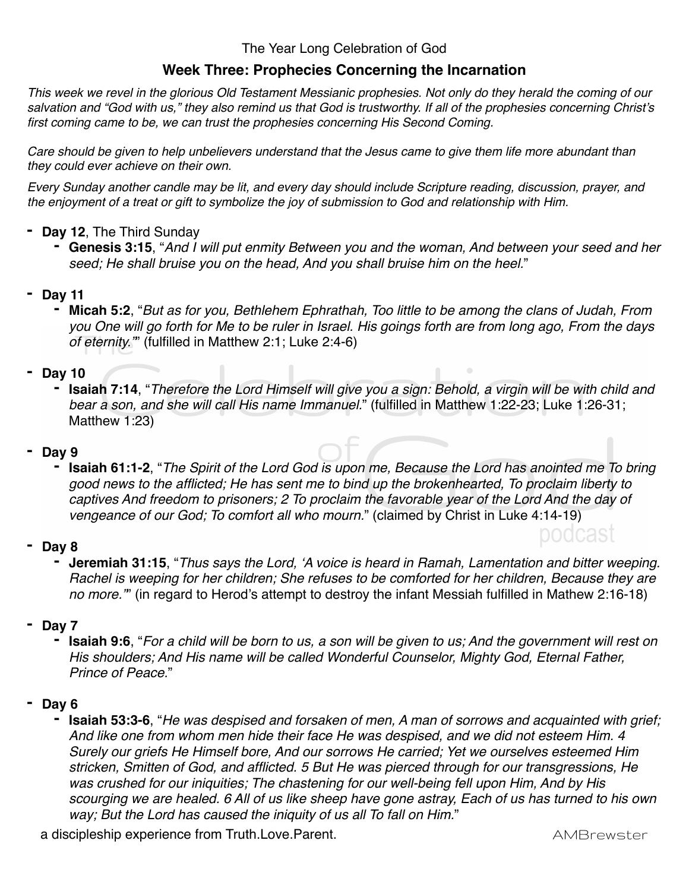The Year Long Celebration of God

## Week Three: Prophecies Concerning the Incarnation

*This week we revel in the glorious Old Testament Messianic prophesies. Not only do they herald the coming of our salvation and "God with us," they also remind us that God is trustworthy. If all of the prophesies concerning Christ's first coming came to be, we can trust the prophesies concerning His Second Coming.*

*Care should be given to help unbelievers understand that the Jesus came to give them life more abundant than they could ever achieve on their own.*

*Every Sunday another candle may be lit, and every day should include Scripture reading, discussion, prayer, and the enjoyment of a treat or gift to symbolize the joy of submission to God and relationship with Him.*

- **Day 12**, The Third Sunday
  - **Genesis 3:15**, "*And I will put enmity Between you and the woman, And between your seed and her seed; He shall bruise you on the head, And you shall bruise him on the heel.*"

- **Day 11**
  - **Micah 5:2**, "*But as for you, Bethlehem Ephrathah, Too little to be among the clans of Judah, From you One will go forth for Me to be ruler in Israel. His goings forth are from long ago, From the days of eternity.'*" (fulfilled in Matthew 2:1; Luke 2:4-6)

- **Day 10**
  - **Isaiah 7:14**, "*Therefore the Lord Himself will give you a sign: Behold, a virgin will be with child and bear a son, and she will call His name Immanuel.*" (fulfilled in Matthew 1:22-23; Luke 1:26-31; Matthew 1:23)

- **Day 9**
  - **Isaiah 61:1-2**, "*The Spirit of the Lord God is upon me, Because the Lord has anointed me To bring good news to the afflicted; He has sent me to bind up the brokenhearted, To proclaim liberty to captives And freedom to prisoners; 2 To proclaim the favorable year of the Lord And the day of vengeance of our God; To comfort all who mourn.*" (claimed by Christ in Luke 4:14-19)

- **Day 8**
  - **Jeremiah 31:15**, "*Thus says the Lord, 'A voice is heard in Ramah, Lamentation and bitter weeping. Rachel is weeping for her children; She refuses to be comforted for her children, Because they are no more.'*" (in regard to Herod's attempt to destroy the infant Messiah fulfilled in Mathew 2:16-18)

- **Day 7**
  - **Isaiah 9:6**, "*For a child will be born to us, a son will be given to us; And the government will rest on His shoulders; And His name will be called Wonderful Counselor, Mighty God, Eternal Father, Prince of Peace.*"

- **Day 6**
  - **Isaiah 53:3-6**, "*He was despised and forsaken of men, A man of sorrows and acquainted with grief; And like one from whom men hide their face He was despised, and we did not esteem Him. 4 Surely our griefs He Himself bore, And our sorrows He carried; Yet we ourselves esteemed Him stricken, Smitten of God, and afflicted. 5 But He was pierced through for our transgressions, He was crushed for our iniquities; The chastening for our well-being fell upon Him, And by His scourging we are healed. 6 All of us like sheep have gone astray, Each of us has turned to his own way; But the Lord has caused the iniquity of us all To fall on Him.*"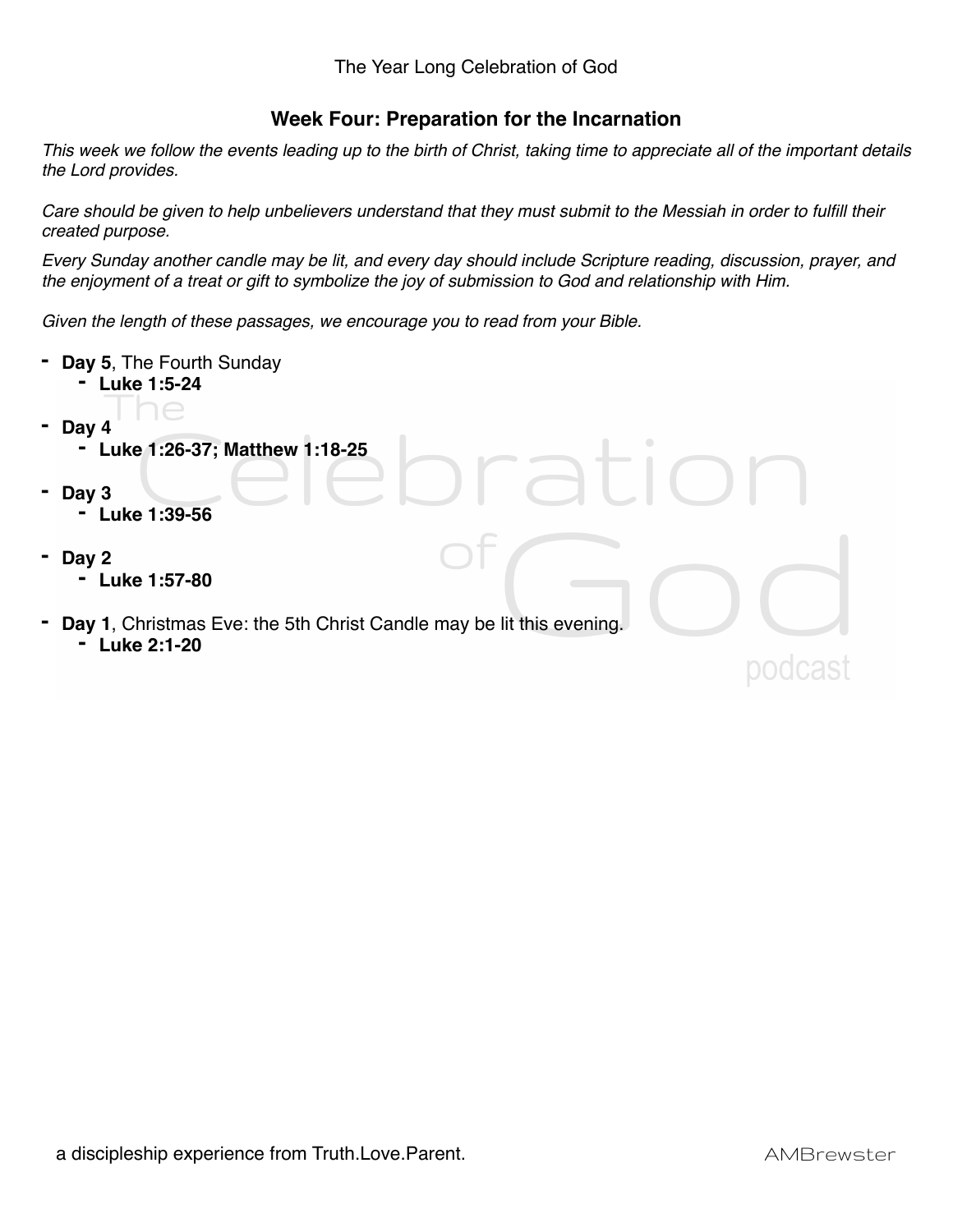The Year Long Celebration of God

## Week Four: Preparation for the Incarnation

*This week we follow the events leading up to the birth of Christ, taking time to appreciate all of the important details the Lord provides.*

*Care should be given to help unbelievers understand that they must submit to the Messiah in order to fulfill their created purpose.*

*Every Sunday another candle may be lit, and every day should include Scripture reading, discussion, prayer, and the enjoyment of a treat or gift to symbolize the joy of submission to God and relationship with Him.*

*Given the length of these passages, we encourage you to read from your Bible.*

- **Day 5**, The Fourth Sunday
  - **Luke 1:5-24**
- **Day 4**
  - **Luke 1:26-37; Matthew 1:18-25**
- **Day 3**
  - **Luke 1:39-56**
- **Day 2**
  - **Luke 1:57-80**
- **Day 1**, Christmas Eve: the 5th Christ Candle may be lit this evening.
  - **Luke 2:1-20**

a discipleship experience from Truth.Love.Parent.

AMBrewster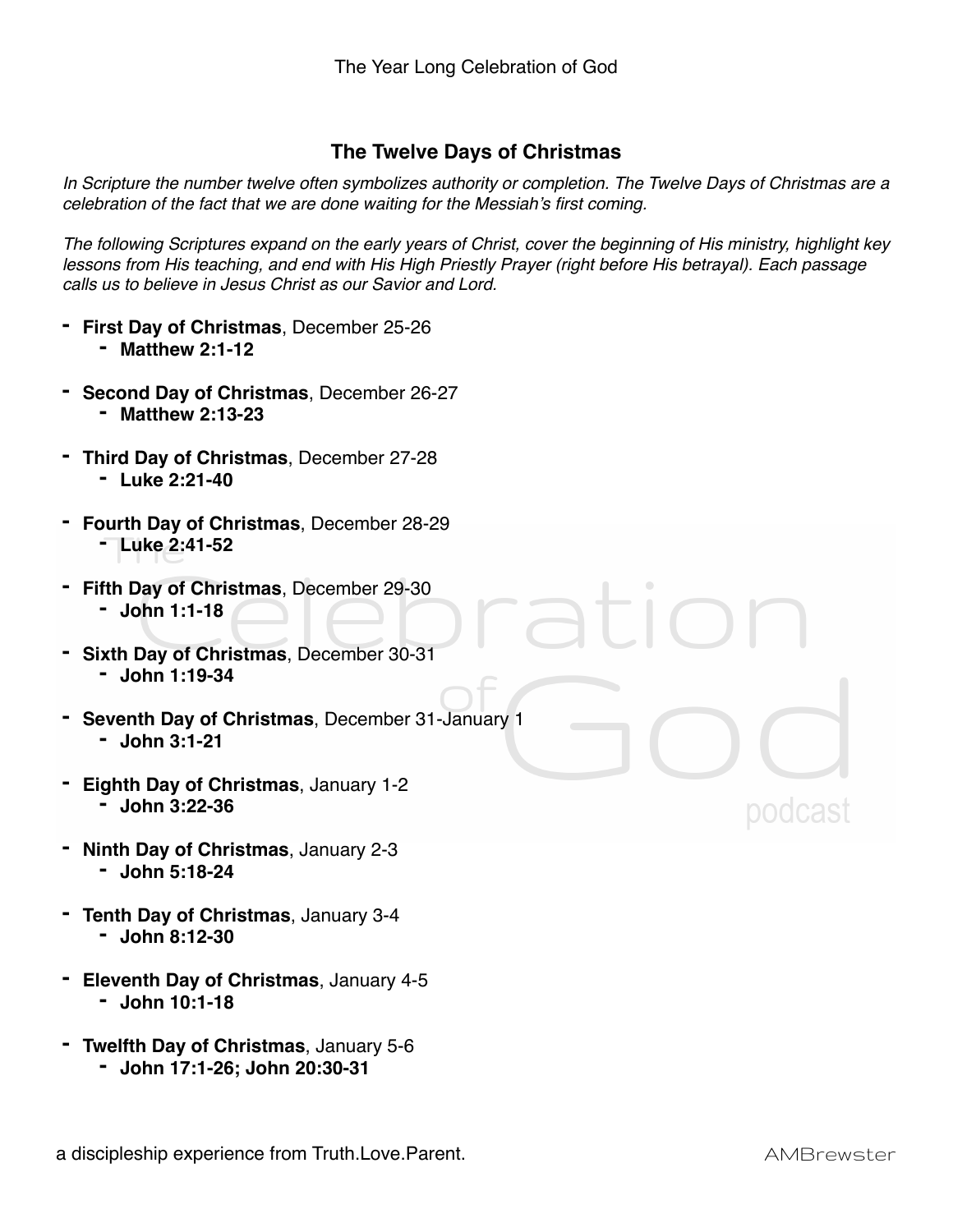## The Twelve Days of Christmas

*In Scripture the number twelve often symbolizes authority or completion. The Twelve Days of Christmas are a celebration of the fact that we are done waiting for the Messiah's first coming.*

*The following Scriptures expand on the early years of Christ, cover the beginning of His ministry, highlight key lessons from His teaching, and end with His High Priestly Prayer (right before His betrayal). Each passage calls us to believe in Jesus Christ as our Savior and Lord.*

- **First Day of Christmas**, December 25-26
  - **Matthew 2:1-12**
- **Second Day of Christmas**, December 26-27
  - **Matthew 2:13-23**
- **Third Day of Christmas**, December 27-28
  - **Luke 2:21-40**
- **Fourth Day of Christmas**, December 28-29
  - **Luke 2:41-52**
- **Fifth Day of Christmas**, December 29-30
  - **John 1:1-18**
- **Sixth Day of Christmas**, December 30-31
  - **John 1:19-34**
- **Seventh Day of Christmas**, December 31-January 1
  - **John 3:1-21**
- **Eighth Day of Christmas**, January 1-2
  - **John 3:22-36**
- **Ninth Day of Christmas**, January 2-3
  - **John 5:18-24**
- **Tenth Day of Christmas**, January 3-4
  - **John 8:12-30**
- **Eleventh Day of Christmas**, January 4-5
  - **John 10:1-18**
- **Twelfth Day of Christmas**, January 5-6
  - **John 17:1-26; John 20:30-31**